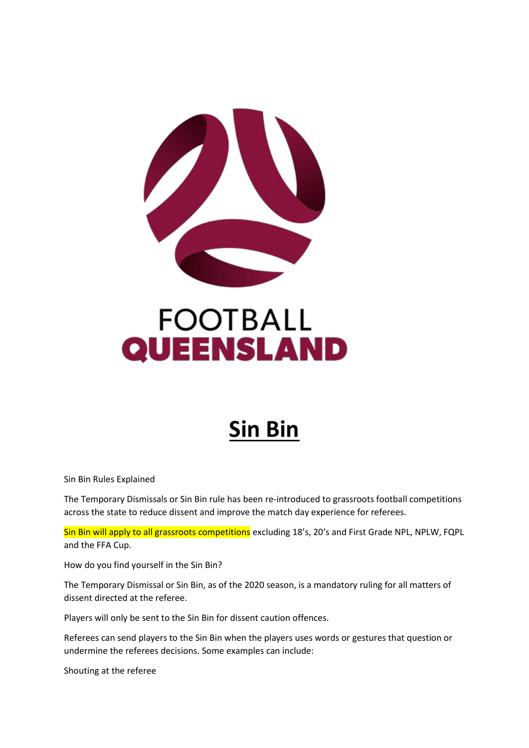FOOTBALL
QUEENSLAND

# Sin Bin

Sin Bin Rules Explained

The Temporary Dismissals or Sin Bin rule has been re-introduced to grassroots football competitions across the state to reduce dissent and improve the match day experience for referees.

Sin Bin will apply to all grassroots competitions excluding 18's, 20's and First Grade NPL, NPLW, FQPL and the FFA Cup.

How do you find yourself in the Sin Bin?

The Temporary Dismissal or Sin Bin, as of the 2020 season, is a mandatory ruling for all matters of dissent directed at the referee.

Players will only be sent to the Sin Bin for dissent caution offences.

Referees can send players to the Sin Bin when the players uses words or gestures that question or undermine the referees decisions. Some examples can include:

Shouting at the referee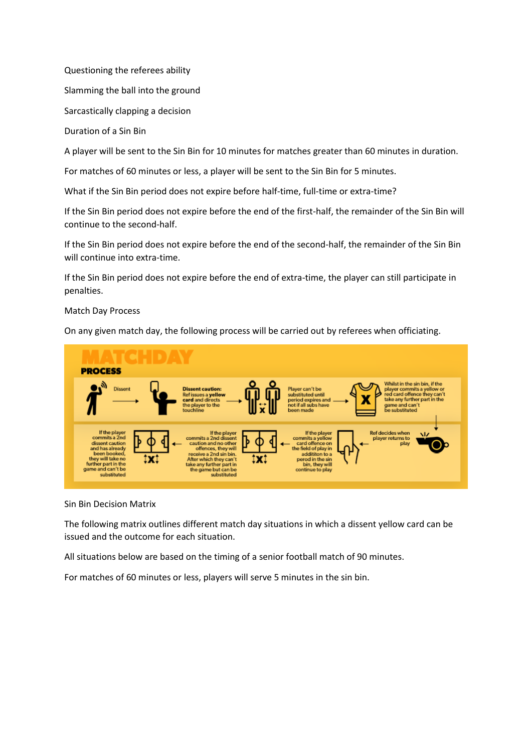Questioning the referees ability

Slamming the ball into the ground

Sarcastically clapping a decision

## Duration of a Sin Bin

A player will be sent to the Sin Bin for 10 minutes for matches greater than 60 minutes in duration.

For matches of 60 minutes or less, a player will be sent to the Sin Bin for 5 minutes.

### What if the Sin Bin period does not expire before half-time, full-time or extra-time?

If the Sin Bin period does not expire before the end of the first-half, the remainder of the Sin Bin will continue to the second-half.

If the Sin Bin period does not expire before the end of the second-half, the remainder of the Sin Bin will continue into extra-time.

If the Sin Bin period does not expire before the end of extra-time, the player can still participate in penalties.

## Match Day Process

On any given match day, the following process will be carried out by referees when officiating.

**MATCHDAY PROCESS**

Dissent → **Dissent caution:** Ref issues a **yellow card** and directs the player to the touchline → Player can't be substituted until period expires and not if all subs have been made → Whilst in the sin bin, if the player commits a yellow or red card offence they can't take any further part in the game and can't be substituted → Ref decides when player returns to play → If the player commits a yellow card offence on the field of play in addititon to a period in the sin bin, they will continue to play → If the player commits a 2nd dissent caution and no other offences, they will receive a 2nd sin bin. After which they can't take any further part in the game but can be substituted → If the player commits a 2nd dissent caution and has already been booked, they will take no further part in the game and can't be substituted

## Sin Bin Decision Matrix

The following matrix outlines different match day situations in which a dissent yellow card can be issued and the outcome for each situation.

All situations below are based on the timing of a senior football match of 90 minutes.

For matches of 60 minutes or less, players will serve 5 minutes in the sin bin.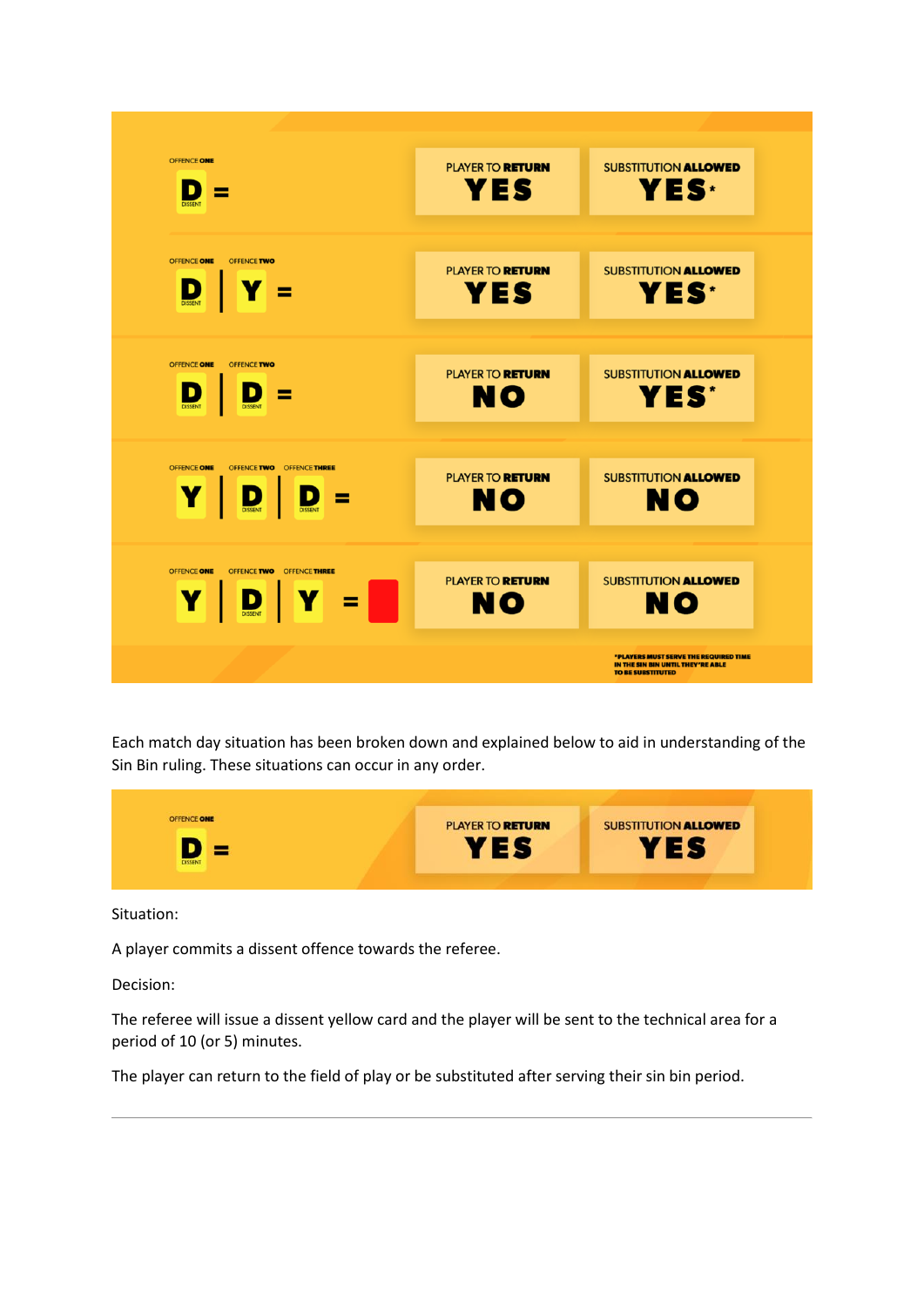| Offence One | Offence Two | Offence Three | Result | Player to Return | Substitution Allowed |
| --- | --- | --- | --- | --- | --- |
| D (Dissent) | | | = | YES | YES* |
| D (Dissent) | Y | | = | YES | YES* |
| D (Dissent) | D (Dissent) | | = | NO | YES* |
| Y | D (Dissent) | D (Dissent) | = | NO | NO |
| Y | D (Dissent) | Y | = Red card | NO | NO |

*PLAYERS MUST SERVE THE REQUIRED TIME IN THE SIN BIN UNTIL THEY'RE ABLE TO BE SUBSTITUTED

Each match day situation has been broken down and explained below to aid in understanding of the Sin Bin ruling. These situations can occur in any order.

| Offence One | Result | Player to Return | Substitution Allowed |
| --- | --- | --- | --- |
| D (Dissent) | = | YES | YES |

Situation:

A player commits a dissent offence towards the referee.

Decision:

The referee will issue a dissent yellow card and the player will be sent to the technical area for a period of 10 (or 5) minutes.

The player can return to the field of play or be substituted after serving their sin bin period.

---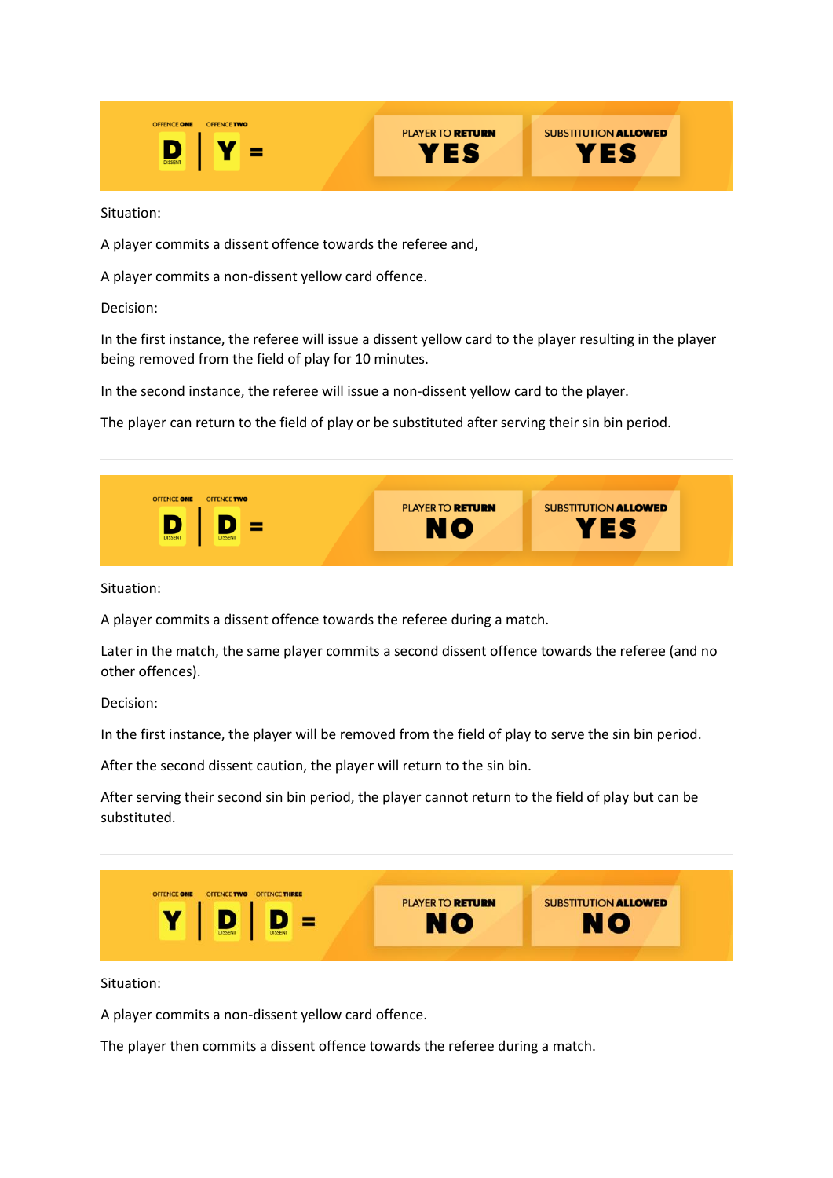OFFENCE ONE: D (DISSENT) | OFFENCE TWO: Y =

PLAYER TO RETURN: **YES** | SUBSTITUTION ALLOWED: **YES**

Situation:

A player commits a dissent offence towards the referee and,

A player commits a non-dissent yellow card offence.

Decision:

In the first instance, the referee will issue a dissent yellow card to the player resulting in the player being removed from the field of play for 10 minutes.

In the second instance, the referee will issue a non-dissent yellow card to the player.

The player can return to the field of play or be substituted after serving their sin bin period.

---

OFFENCE ONE: D (DISSENT) | OFFENCE TWO: D (DISSENT) =

PLAYER TO RETURN: **NO** | SUBSTITUTION ALLOWED: **YES**

Situation:

A player commits a dissent offence towards the referee during a match.

Later in the match, the same player commits a second dissent offence towards the referee (and no other offences).

Decision:

In the first instance, the player will be removed from the field of play to serve the sin bin period.

After the second dissent caution, the player will return to the sin bin.

After serving their second sin bin period, the player cannot return to the field of play but can be substituted.

---

OFFENCE ONE: Y | OFFENCE TWO: D (DISSENT) | OFFENCE THREE: D (DISSENT) =

PLAYER TO RETURN: **NO** | SUBSTITUTION ALLOWED: **NO**

Situation:

A player commits a non-dissent yellow card offence.

The player then commits a dissent offence towards the referee during a match.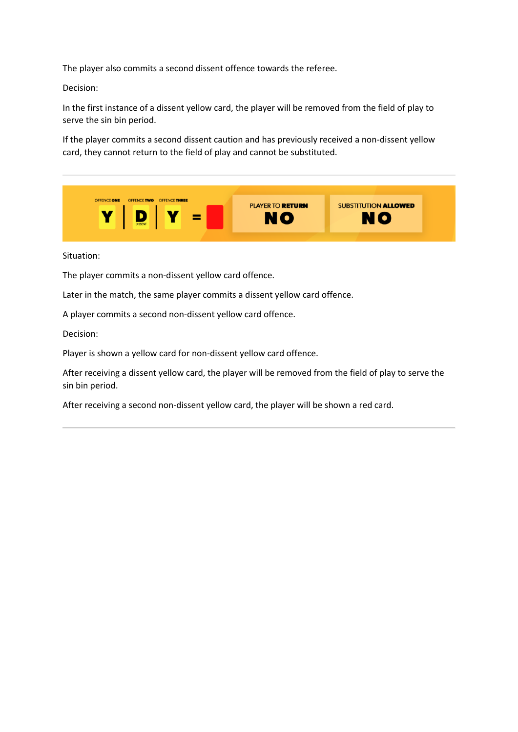The player also commits a second dissent offence towards the referee.

Decision:

In the first instance of a dissent yellow card, the player will be removed from the field of play to serve the sin bin period.

If the player commits a second dissent caution and has previously received a non-dissent yellow card, they cannot return to the field of play and cannot be substituted.

---

OFFENCE ONE OFFENCE TWO OFFENCE THREE

Y | D DISSENT | Y =

PLAYER TO RETURN NO

SUBSTITUTION ALLOWED NO

Situation:

The player commits a non-dissent yellow card offence.

Later in the match, the same player commits a dissent yellow card offence.

A player commits a second non-dissent yellow card offence.

Decision:

Player is shown a yellow card for non-dissent yellow card offence.

After receiving a dissent yellow card, the player will be removed from the field of play to serve the sin bin period.

After receiving a second non-dissent yellow card, the player will be shown a red card.

---